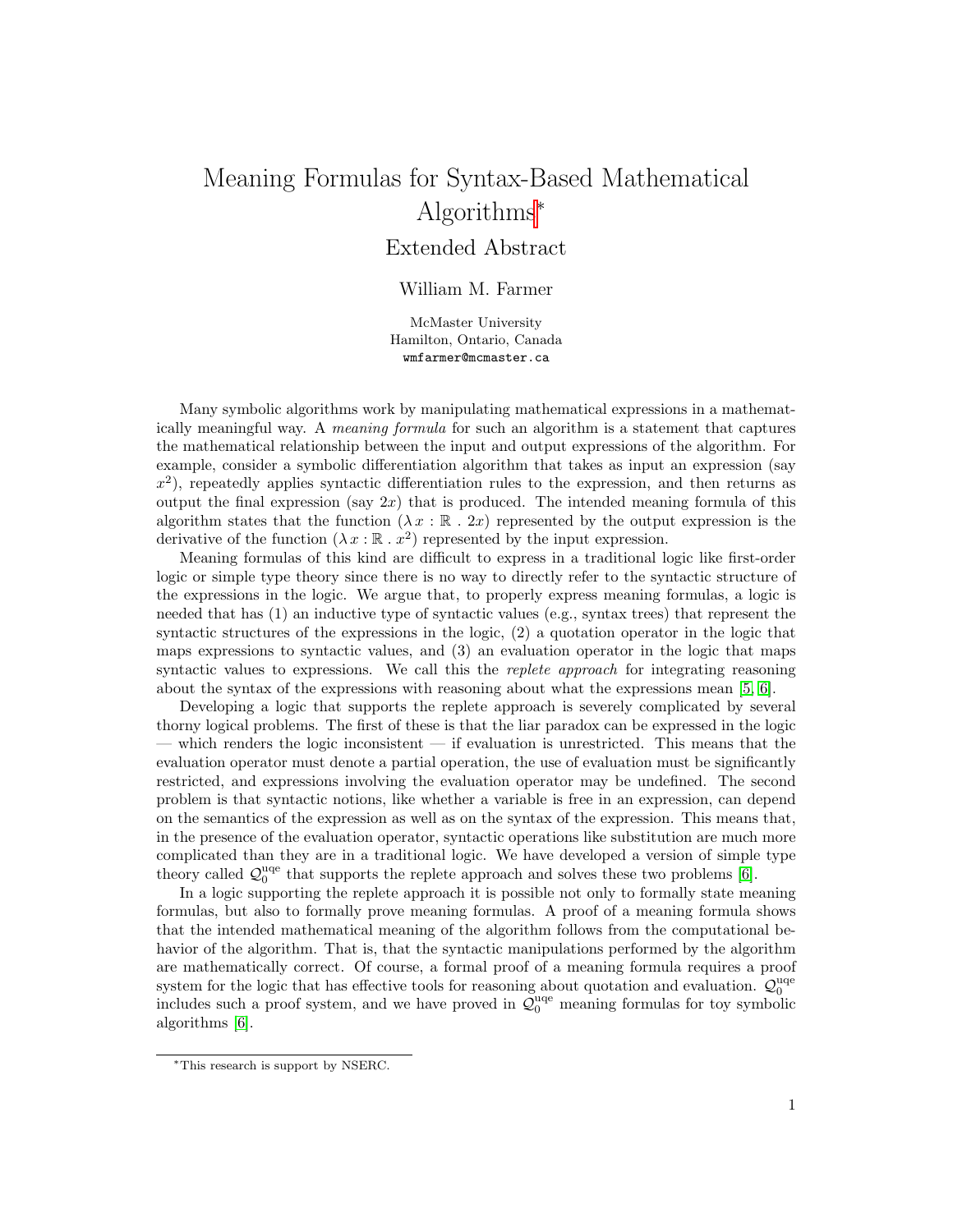# Meaning Formulas for Syntax-Based Mathematical Algorithms*

## Extended Abstract

William M. Farmer

McMaster University
Hamilton, Ontario, Canada
wmfarmer@mcmaster.ca

Many symbolic algorithms work by manipulating mathematical expressions in a mathematically meaningful way. A *meaning formula* for such an algorithm is a statement that captures the mathematical relationship between the input and output expressions of the algorithm. For example, consider a symbolic differentiation algorithm that takes as input an expression (say $x^2$), repeatedly applies syntactic differentiation rules to the expression, and then returns as output the final expression (say $2x$) that is produced. The intended meaning formula of this algorithm states that the function $(\lambda\, x : \mathbb{R} \,.\, 2x)$ represented by the output expression is the derivative of the function $(\lambda\, x : \mathbb{R} \,.\, x^2)$ represented by the input expression.

Meaning formulas of this kind are difficult to express in a traditional logic like first-order logic or simple type theory since there is no way to directly refer to the syntactic structure of the expressions in the logic. We argue that, to properly express meaning formulas, a logic is needed that has (1) an inductive type of syntactic values (e.g., syntax trees) that represent the syntactic structures of the expressions in the logic, (2) a quotation operator in the logic that maps expressions to syntactic values, and (3) an evaluation operator in the logic that maps syntactic values to expressions. We call this the *replete approach* for integrating reasoning about the syntax of the expressions with reasoning about what the expressions mean [5, 6].

Developing a logic that supports the replete approach is severely complicated by several thorny logical problems. The first of these is that the liar paradox can be expressed in the logic — which renders the logic inconsistent — if evaluation is unrestricted. This means that the evaluation operator must denote a partial operation, the use of evaluation must be significantly restricted, and expressions involving the evaluation operator may be undefined. The second problem is that syntactic notions, like whether a variable is free in an expression, can depend on the semantics of the expression as well as on the syntax of the expression. This means that, in the presence of the evaluation operator, syntactic operations like substitution are much more complicated than they are in a traditional logic. We have developed a version of simple type theory called $\mathcal{Q}_0^{\mathrm{uqe}}$ that supports the replete approach and solves these two problems [6].

In a logic supporting the replete approach it is possible not only to formally state meaning formulas, but also to formally prove meaning formulas. A proof of a meaning formula shows that the intended mathematical meaning of the algorithm follows from the computational behavior of the algorithm. That is, that the syntactic manipulations performed by the algorithm are mathematically correct. Of course, a formal proof of a meaning formula requires a proof system for the logic that has effective tools for reasoning about quotation and evaluation. $\mathcal{Q}_0^{\mathrm{uqe}}$ includes such a proof system, and we have proved in $\mathcal{Q}_0^{\mathrm{uqe}}$ meaning formulas for toy symbolic algorithms [6].

---

*This research is support by NSERC.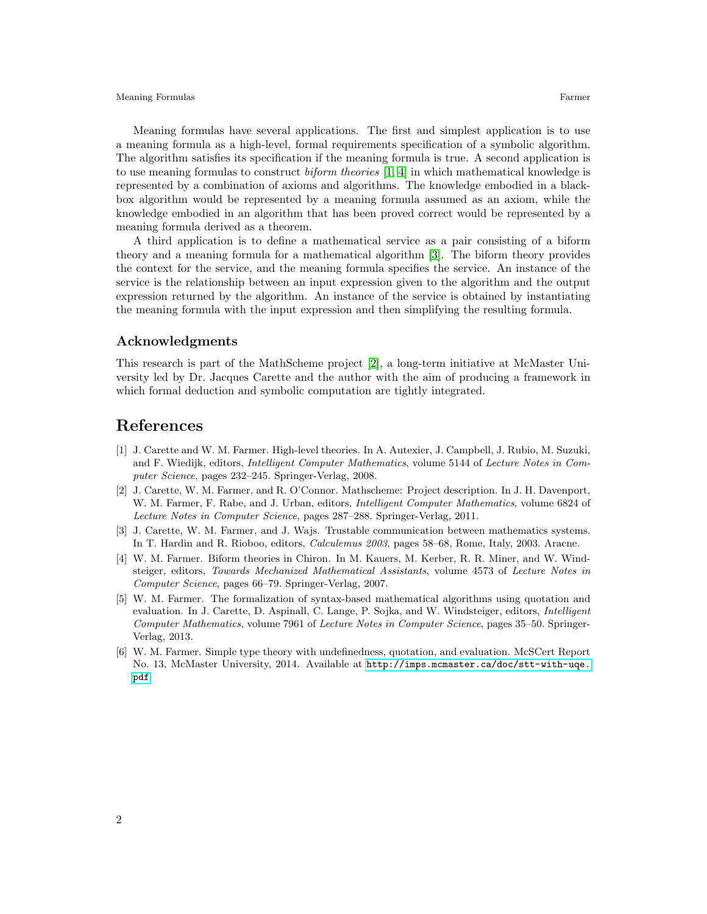Meaning formulas have several applications. The first and simplest application is to use a meaning formula as a high-level, formal requirements specification of a symbolic algorithm. The algorithm satisfies its specification if the meaning formula is true. A second application is to use meaning formulas to construct *biform theories* [1, 4] in which mathematical knowledge is represented by a combination of axioms and algorithms. The knowledge embodied in a black-box algorithm would be represented by a meaning formula assumed as an axiom, while the knowledge embodied in an algorithm that has been proved correct would be represented by a meaning formula derived as a theorem.

A third application is to define a mathematical service as a pair consisting of a biform theory and a meaning formula for a mathematical algorithm [3]. The biform theory provides the context for the service, and the meaning formula specifies the service. An instance of the service is the relationship between an input expression given to the algorithm and the output expression returned by the algorithm. An instance of the service is obtained by instantiating the meaning formula with the input expression and then simplifying the resulting formula.

## Acknowledgments

This research is part of the MathScheme project [2], a long-term initiative at McMaster University led by Dr. Jacques Carette and the author with the aim of producing a framework in which formal deduction and symbolic computation are tightly integrated.

# References

[1] J. Carette and W. M. Farmer. High-level theories. In A. Autexier, J. Campbell, J. Rubio, M. Suzuki, and F. Wiedijk, editors, *Intelligent Computer Mathematics*, volume 5144 of *Lecture Notes in Computer Science*, pages 232–245. Springer-Verlag, 2008.

[2] J. Carette, W. M. Farmer, and R. O'Connor. Mathscheme: Project description. In J. H. Davenport, W. M. Farmer, F. Rabe, and J. Urban, editors, *Intelligent Computer Mathematics*, volume 6824 of *Lecture Notes in Computer Science*, pages 287–288. Springer-Verlag, 2011.

[3] J. Carette, W. M. Farmer, and J. Wajs. Trustable communication between mathematics systems. In T. Hardin and R. Rioboo, editors, *Calculemus 2003*, pages 58–68, Rome, Italy, 2003. Aracne.

[4] W. M. Farmer. Biform theories in Chiron. In M. Kauers, M. Kerber, R. R. Miner, and W. Windsteiger, editors, *Towards Mechanized Mathematical Assistants*, volume 4573 of *Lecture Notes in Computer Science*, pages 66–79. Springer-Verlag, 2007.

[5] W. M. Farmer. The formalization of syntax-based mathematical algorithms using quotation and evaluation. In J. Carette, D. Aspinall, C. Lange, P. Sojka, and W. Windsteiger, editors, *Intelligent Computer Mathematics*, volume 7961 of *Lecture Notes in Computer Science*, pages 35–50. Springer-Verlag, 2013.

[6] W. M. Farmer. Simple type theory with undefinedness, quotation, and evaluation. McSCert Report No. 13, McMaster University, 2014. Available at http://imps.mcmaster.ca/doc/stt-with-uqe.pdf.